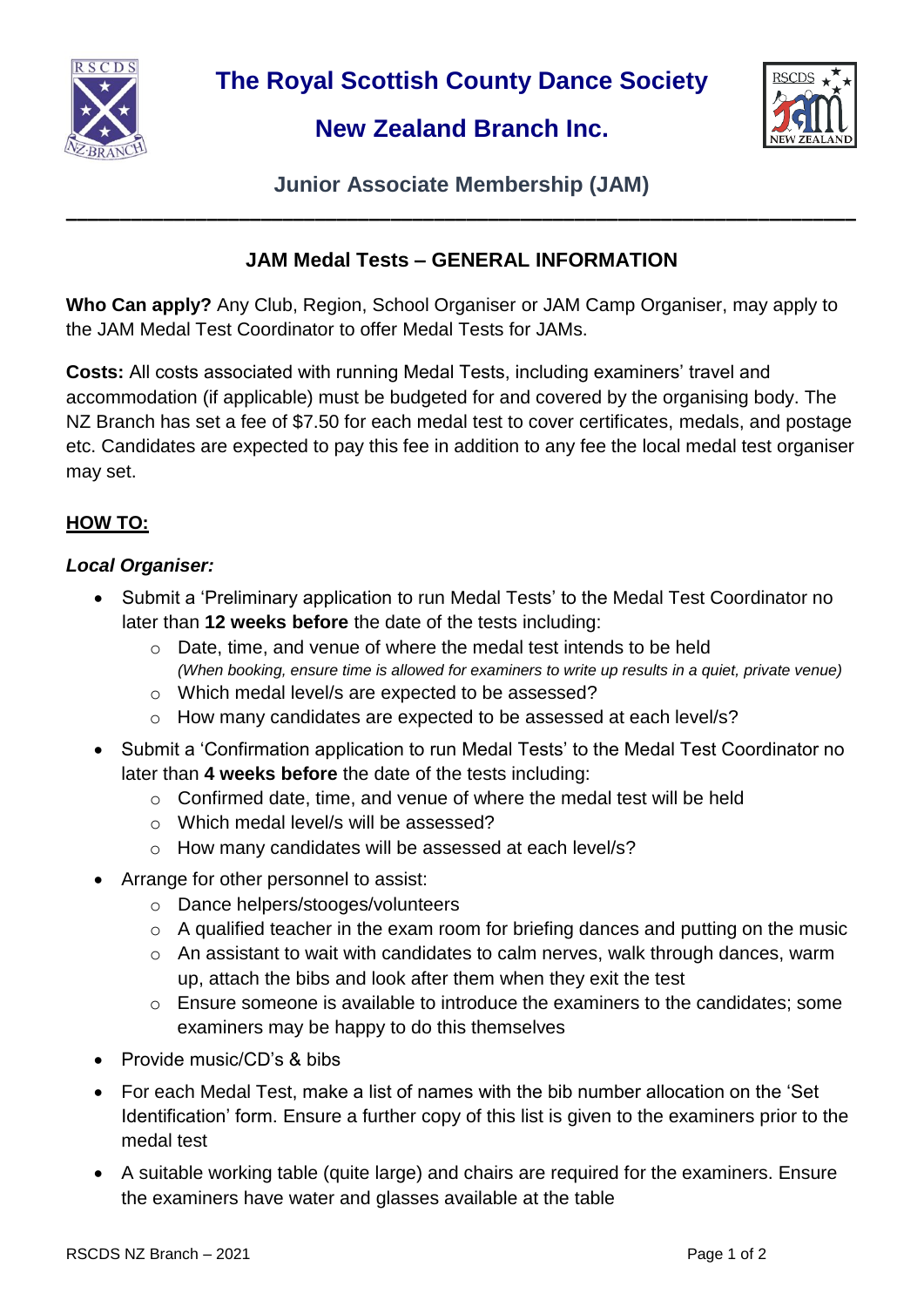# The Royal Scottish County Dance Society

## New Zealand Branch Inc.

### Junior Associate Membership (JAM)

---

## JAM Medal Tests – GENERAL INFORMATION

**Who Can apply?** Any Club, Region, School Organiser or JAM Camp Organiser, may apply to the JAM Medal Test Coordinator to offer Medal Tests for JAMs.

**Costs:** All costs associated with running Medal Tests, including examiners' travel and accommodation (if applicable) must be budgeted for and covered by the organising body. The NZ Branch has set a fee of $7.50 for each medal test to cover certificates, medals, and postage etc. Candidates are expected to pay this fee in addition to any fee the local medal test organiser may set.

**HOW TO:**

***Local Organiser:***

- Submit a 'Preliminary application to run Medal Tests' to the Medal Test Coordinator no later than **12 weeks before** the date of the tests including:
  - Date, time, and venue of where the medal test intends to be held
    *(When booking, ensure time is allowed for examiners to write up results in a quiet, private venue)*
  - Which medal level/s are expected to be assessed?
  - How many candidates are expected to be assessed at each level/s?
- Submit a 'Confirmation application to run Medal Tests' to the Medal Test Coordinator no later than **4 weeks before** the date of the tests including:
  - Confirmed date, time, and venue of where the medal test will be held
  - Which medal level/s will be assessed?
  - How many candidates will be assessed at each level/s?
- Arrange for other personnel to assist:
  - Dance helpers/stooges/volunteers
  - A qualified teacher in the exam room for briefing dances and putting on the music
  - An assistant to wait with candidates to calm nerves, walk through dances, warm up, attach the bibs and look after them when they exit the test
  - Ensure someone is available to introduce the examiners to the candidates; some examiners may be happy to do this themselves
- Provide music/CD's & bibs
- For each Medal Test, make a list of names with the bib number allocation on the 'Set Identification' form. Ensure a further copy of this list is given to the examiners prior to the medal test
- A suitable working table (quite large) and chairs are required for the examiners. Ensure the examiners have water and glasses available at the table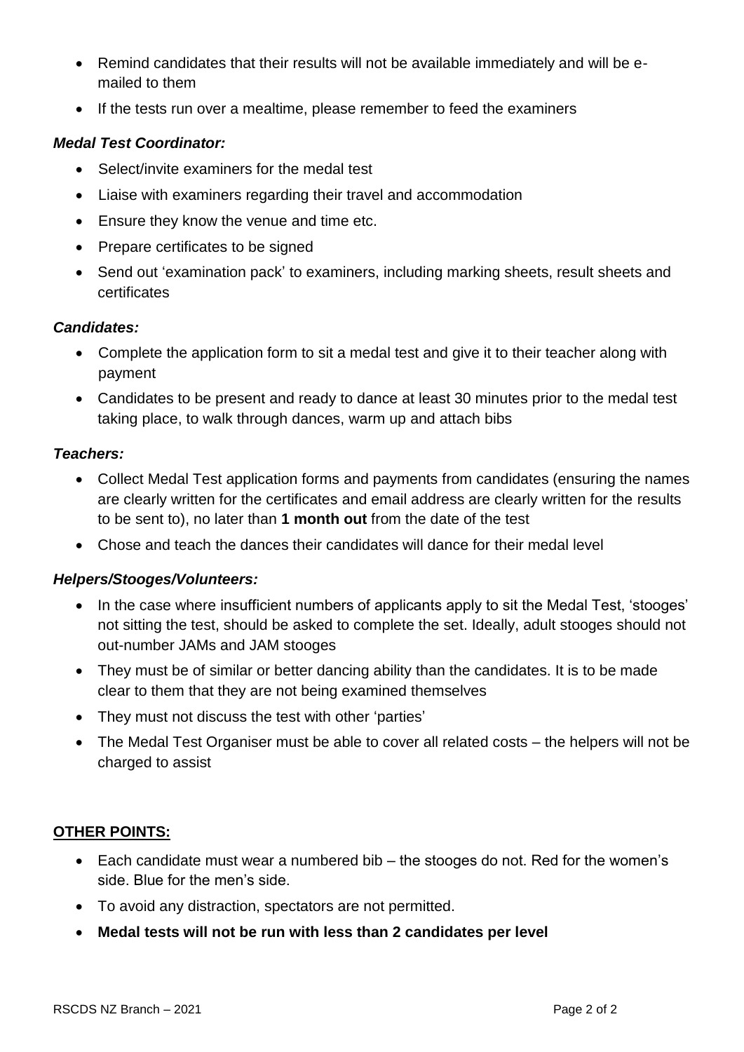- Remind candidates that their results will not be available immediately and will be e-mailed to them
- If the tests run over a mealtime, please remember to feed the examiners

***Medal Test Coordinator:***

- Select/invite examiners for the medal test
- Liaise with examiners regarding their travel and accommodation
- Ensure they know the venue and time etc.
- Prepare certificates to be signed
- Send out 'examination pack' to examiners, including marking sheets, result sheets and certificates

***Candidates:***

- Complete the application form to sit a medal test and give it to their teacher along with payment
- Candidates to be present and ready to dance at least 30 minutes prior to the medal test taking place, to walk through dances, warm up and attach bibs

***Teachers:***

- Collect Medal Test application forms and payments from candidates (ensuring the names are clearly written for the certificates and email address are clearly written for the results to be sent to), no later than **1 month out** from the date of the test
- Chose and teach the dances their candidates will dance for their medal level

***Helpers/Stooges/Volunteers:***

- In the case where insufficient numbers of applicants apply to sit the Medal Test, 'stooges' not sitting the test, should be asked to complete the set. Ideally, adult stooges should not out-number JAMs and JAM stooges
- They must be of similar or better dancing ability than the candidates. It is to be made clear to them that they are not being examined themselves
- They must not discuss the test with other 'parties'
- The Medal Test Organiser must be able to cover all related costs – the helpers will not be charged to assist

**OTHER POINTS:**

- Each candidate must wear a numbered bib – the stooges do not. Red for the women's side. Blue for the men's side.
- To avoid any distraction, spectators are not permitted.
- **Medal tests will not be run with less than 2 candidates per level**